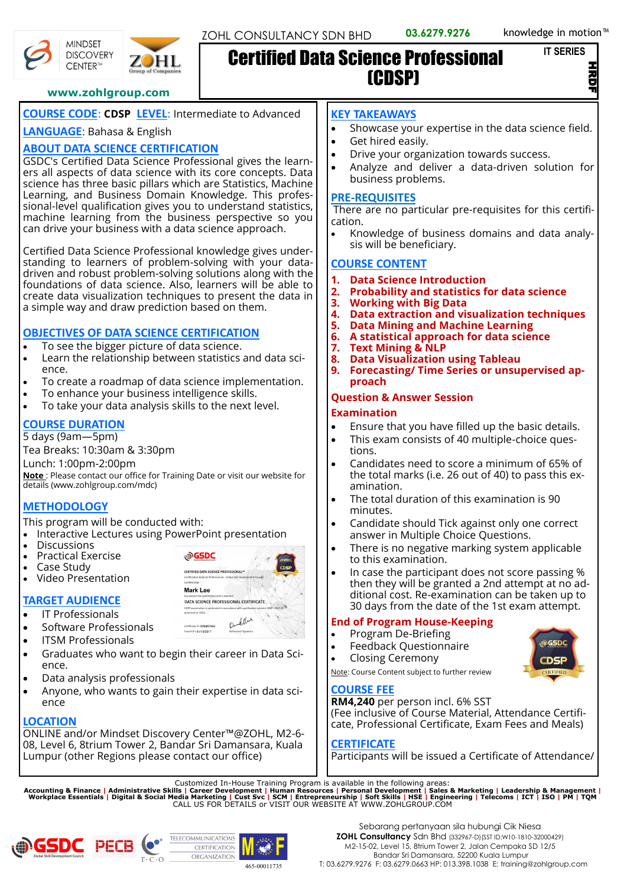MINDSET DISCOVERY CENTER™ | ZOHL Group of Companies

www.zohlgroup.com

ZOHL CONSULTANCY SDN BHD 03.6279.9276 knowledge in motion™

# Certified Data Science Professional (CDSP)

IT SERIES

HRDF

**COURSE CODE**: **CDSP** **LEVEL**: Intermediate to Advanced

**LANGUAGE**: Bahasa & English

## ABOUT DATA SCIENCE CERTIFICATION

GSDC's Certified Data Science Professional gives the learners all aspects of data science with its core concepts. Data science has three basic pillars which are Statistics, Machine Learning, and Business Domain Knowledge. This professional-level qualification gives you to understand statistics, machine learning from the business perspective so you can drive your business with a data science approach.

Certified Data Science Professional knowledge gives understanding to learners of problem-solving with your data-driven and robust problem-solving solutions along with the foundations of data science. Also, learners will be able to create data visualization techniques to present the data in a simple way and draw prediction based on them.

## OBJECTIVES OF DATA SCIENCE CERTIFICATION

- To see the bigger picture of data science.
- Learn the relationship between statistics and data science.
- To create a roadmap of data science implementation.
- To enhance your business intelligence skills.
- To take your data analysis skills to the next level.

## COURSE DURATION

5 days (9am—5pm)

Tea Breaks: 10:30am & 3:30pm

Lunch: 1:00pm-2:00pm

**Note** : Please contact our office for Training Date or visit our website for details (www.zohlgroup.com/mdc)

## METHODOLOGY

This program will be conducted with:

- Interactive Lectures using PowerPoint presentation
- Discussions
- Practical Exercise
- Case Study
- Video Presentation

## TARGET AUDIENCE

- IT Professionals
- Software Professionals
- ITSM Professionals
- Graduates who want to begin their career in Data Science.
- Data analysis professionals
- Anyone, who wants to gain their expertise in data science

## LOCATION

ONLINE and/or Mindset Discovery Center™@ZOHL, M2-6-08, Level 6, 8trium Tower 2, Bandar Sri Damansara, Kuala Lumpur (other Regions please contact our office)

## KEY TAKEAWAYS

- Showcase your expertise in the data science field.
- Get hired easily.
- Drive your organization towards success.
- Analyze and deliver a data-driven solution for business problems.

## PRE-REQUISITES

There are no particular pre-requisites for this certification.

- Knowledge of business domains and data analysis will be beneficiary.

## COURSE CONTENT

1. **Data Science Introduction**
2. **Probability and statistics for data science**
3. **Working with Big Data**
4. **Data extraction and visualization techniques**
5. **Data Mining and Machine Learning**
6. **A statistical approach for data science**
7. **Text Mining & NLP**
8. **Data Visualization using Tableau**
9. **Forecasting/ Time Series or unsupervised approach**

### Question & Answer Session

### Examination

- Ensure that you have filled up the basic details.
- This exam consists of 40 multiple-choice questions.
- Candidates need to score a minimum of 65% of the total marks (i.e. 26 out of 40) to pass this examination.
- The total duration of this examination is 90 minutes.
- Candidate should Tick against only one correct answer in Multiple Choice Questions.
- There is no negative marking system applicable to this examination.
- In case the participant does not score passing % then they will be granted a 2nd attempt at no additional cost. Re-examination can be taken up to 30 days from the date of the 1st exam attempt.

### End of Program House-Keeping

- Program De-Briefing
- Feedback Questionnaire
- Closing Ceremony

Note: Course Content subject to further review

## COURSE FEE

**RM4,240** per person incl. 6% SST

(Fee inclusive of Course Material, Attendance Certificate, Professional Certificate, Exam Fees and Meals)

## CERTIFICATE

Participants will be issued a Certificate of Attendance/

Customized In-House Training Program is available in the following areas:

**Accounting & Finance | Administrative Skills | Career Development | Human Resources | Personal Development | Sales & Marketing | Leadership & Management | Workplace Essentials | Digital & Social Media Marketing | Cust Svc | SCM | Entrepreneurship | HSE | Soft Skills | Engineering | Telecoms | ICT | ISO | PM | TQM**

CALL US FOR DETAILS or VISIT OUR WEBSITE AT WWW.ZOHLGROUP.COM

GSDC | PECB | T·C·O | TELECOMMUNICATIONS CERTIFICATION ORGANIZATION | MOF 465-00011735

Sebarang pertanyaan sila hubungi Cik Niesa

**ZOHL Consultancy** Sdn Bhd (332967-D)(SST ID:W10-1810-32000429)

M2-15-02, Level 15, 8trium Tower 2, Jalan Cempaka SD 12/5

Bandar Sri Damansara, 52200 Kuala Lumpur

T: 03.6279.9276 F: 03.6279.0663 HP: 013.398.1038 E: training@zohlgroup.com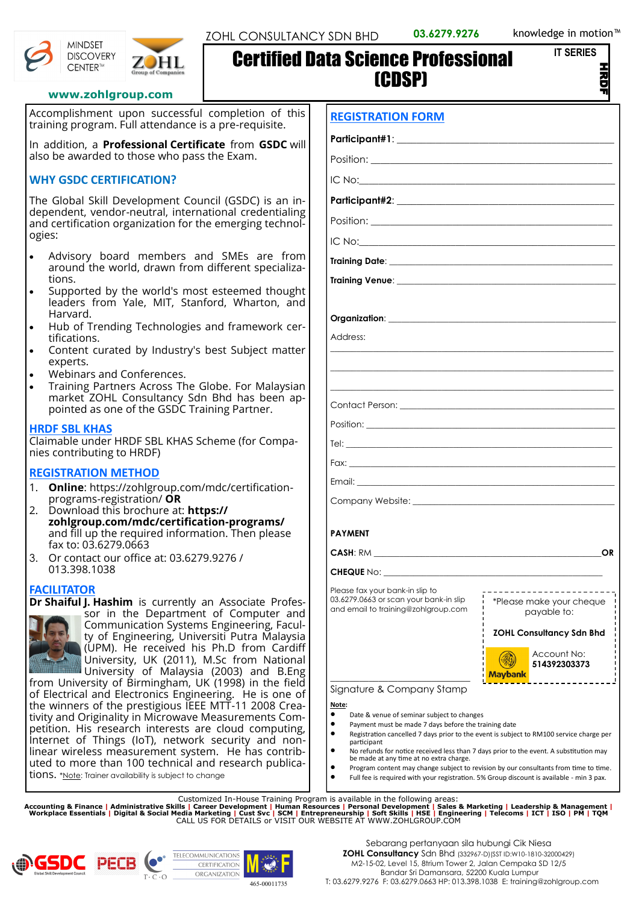MINDSET DISCOVERY CENTER™

ZOHL Group of Companies

www.zohlgroup.com

ZOHL CONSULTANCY SDN BHD 03.6279.9276 knowledge in motion™

# Certified Data Science Professional (CDSP)

IT SERIES

HRDF

Accomplishment upon successful completion of this training program. Full attendance is a pre-requisite.

In addition, a **Professional Certificate** from **GSDC** will also be awarded to those who pass the Exam.

## WHY GSDC CERTIFICATION?

The Global Skill Development Council (GSDC) is an independent, vendor-neutral, international credentialing and certification organization for the emerging technologies:

- Advisory board members and SMEs are from around the world, drawn from different specializations.
- Supported by the world's most esteemed thought leaders from Yale, MIT, Stanford, Wharton, and Harvard.
- Hub of Trending Technologies and framework certifications.
- Content curated by Industry's best Subject matter experts.
- Webinars and Conferences.
- Training Partners Across The Globe. For Malaysian market ZOHL Consultancy Sdn Bhd has been appointed as one of the GSDC Training Partner.

## HRDF SBL KHAS

Claimable under HRDF SBL KHAS Scheme (for Companies contributing to HRDF)

## REGISTRATION METHOD

1. **Online**: https://zohlgroup.com/mdc/certification-programs-registration/ **OR**
2. Download this brochure at: **https://zohlgroup.com/mdc/certification-programs/** and fill up the required information. Then please fax to: 03.6279.0663
3. Or contact our office at: 03.6279.9276 / 013.398.1038

## FACILITATOR

**Dr Shaiful J. Hashim** is currently an Associate Professor in the Department of Computer and Communication Systems Engineering, Faculty of Engineering, Universiti Putra Malaysia (UPM). He received his Ph.D from Cardiff University, UK (2011), M.Sc from National University of Malaysia (2003) and B.Eng from University of Birmingham, UK (1998) in the field of Electrical and Electronics Engineering. He is one of the winners of the prestigious IEEE MTT-11 2008 Creativity and Originality in Microwave Measurements Competition. His research interests are cloud computing, Internet of Things (IoT), network security and non-linear wireless measurement system. He has contributed to more than 100 technical and research publications. *Note: Trainer availability is subject to change

## REGISTRATION FORM

**Participant#1**: ______________________

Position: ______________________

IC No: ______________________

**Participant#2**: ______________________

Position: ______________________

IC No: ______________________

**Training Date**: ______________________

**Training Venue**: ______________________

**Organization**: ______________________

Address: ______________________

Contact Person: ______________________

Position: ______________________

Tel: ______________________

Fax: ______________________

Email: ______________________

Company Website: ______________________

**PAYMENT**

**CASH**: RM ______________________ **OR**

**CHEQUE** No: ______________________

Please fax your bank-in slip to 03.6279.0663 or scan your bank-in slip and email to training@zohlgroup.com

*Please make your cheque payable to:

**ZOHL Consultancy Sdn Bhd**

Maybank Account No: **514392303373**

Signature & Company Stamp

**Note:**

- Date & venue of seminar subject to changes
- Payment must be made 7 days before the training date
- Registration cancelled 7 days prior to the event is subject to RM100 service charge per participant
- No refunds for notice received less than 7 days prior to the event. A substitution may be made at any time at no extra charge.
- Program content may change subject to revision by our consultants from time to time.
- Full fee is required with your registration. 5% Group discount is available - min 3 pax.

Customized In-House Training Program is available in the following areas:
**Accounting & Finance | Administrative Skills | Career Development | Human Resources | Personal Development | Sales & Marketing | Leadership & Management | Workplace Essentials | Digital & Social Media Marketing | Cust Svc | SCM | Entrepreneurship | Soft Skills | HSE | Engineering | Telecoms | ICT | ISO | PM | TQM**
CALL US FOR DETAILS or VISIT OUR WEBSITE AT WWW.ZOHLGROUP.COM

GSDC Global Skill Development Council | PECB | T·C·O TELECOMMUNICATIONS CERTIFICATION ORGANIZATION | MOF 465-00011735

Sebarang pertanyaan sila hubungi Cik Niesa
**ZOHL Consultancy** Sdn Bhd (332967-D)(SST ID:W10-1810-32000429)
M2-15-02, Level 15, 8trium Tower 2, Jalan Cempaka SD 12/5
Bandar Sri Damansara, 52200 Kuala Lumpur
T: 03.6279.9276 F: 03.6279.0663 HP: 013.398.1038 E: training@zohlgroup.com